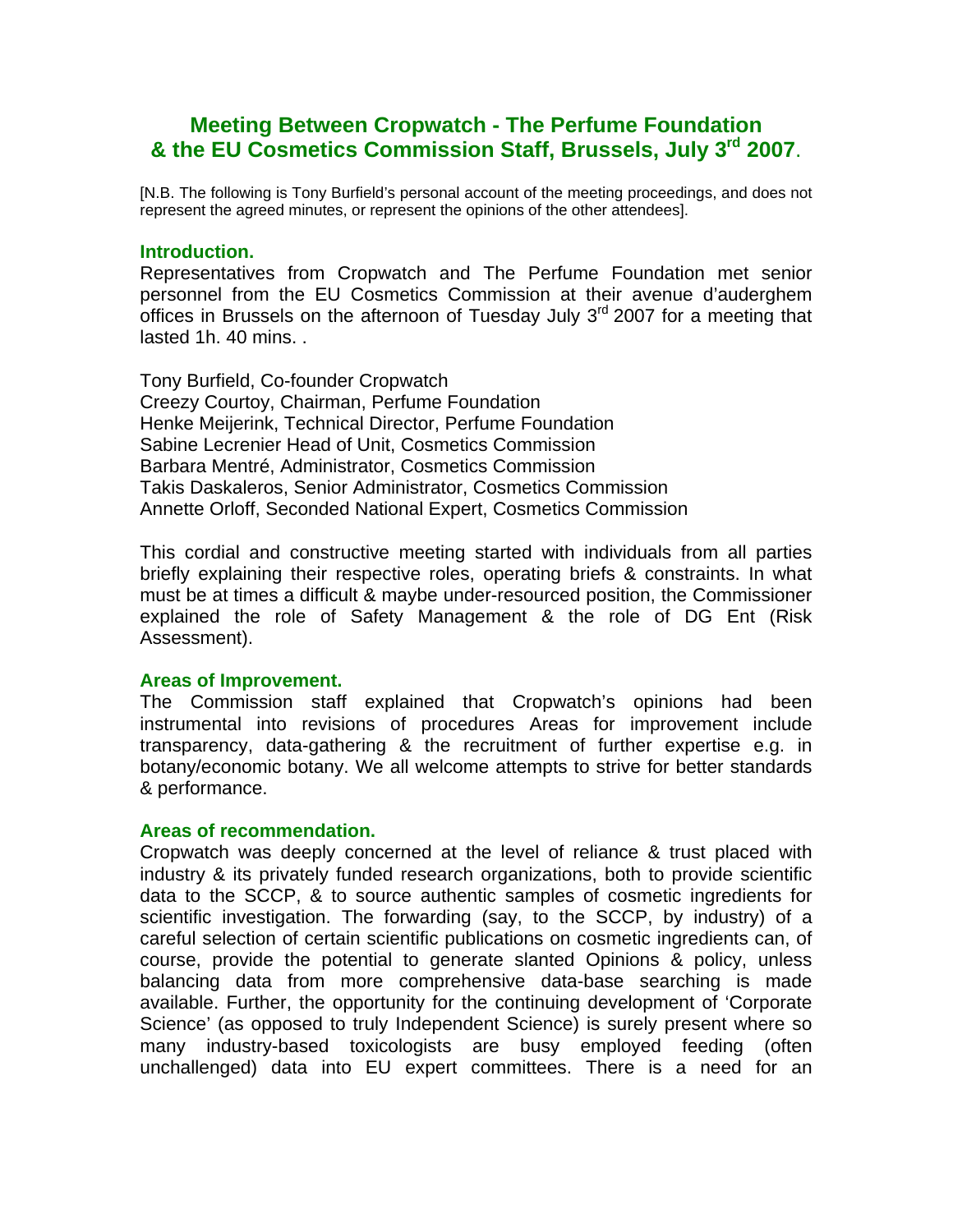# Meeting Between Cropwatch - The Perfume Foundation & the EU Cosmetics Commission Staff, Brussels, July 3rd 2007.

[N.B. The following is Tony Burfield's personal account of the meeting proceedings, and does not represent the agreed minutes, or represent the opinions of the other attendees].

## Introduction.

Representatives from Cropwatch and The Perfume Foundation met senior personnel from the EU Cosmetics Commission at their avenue d'auderghem offices in Brussels on the afternoon of Tuesday July 3rd 2007 for a meeting that lasted 1h. 40 mins. .

Tony Burfield, Co-founder Cropwatch
Creezy Courtoy, Chairman, Perfume Foundation
Henke Meijerink, Technical Director, Perfume Foundation
Sabine Lecrenier Head of Unit, Cosmetics Commission
Barbara Mentré, Administrator, Cosmetics Commission
Takis Daskaleros, Senior Administrator, Cosmetics Commission
Annette Orloff, Seconded National Expert, Cosmetics Commission

This cordial and constructive meeting started with individuals from all parties briefly explaining their respective roles, operating briefs & constraints. In what must be at times a difficult & maybe under-resourced position, the Commissioner explained the role of Safety Management & the role of DG Ent (Risk Assessment).

## Areas of Improvement.

The Commission staff explained that Cropwatch's opinions had been instrumental into revisions of procedures Areas for improvement include transparency, data-gathering & the recruitment of further expertise e.g. in botany/economic botany. We all welcome attempts to strive for better standards & performance.

## Areas of recommendation.

Cropwatch was deeply concerned at the level of reliance & trust placed with industry & its privately funded research organizations, both to provide scientific data to the SCCP, & to source authentic samples of cosmetic ingredients for scientific investigation. The forwarding (say, to the SCCP, by industry) of a careful selection of certain scientific publications on cosmetic ingredients can, of course, provide the potential to generate slanted Opinions & policy, unless balancing data from more comprehensive data-base searching is made available. Further, the opportunity for the continuing development of 'Corporate Science' (as opposed to truly Independent Science) is surely present where so many industry-based toxicologists are busy employed feeding (often unchallenged) data into EU expert committees. There is a need for an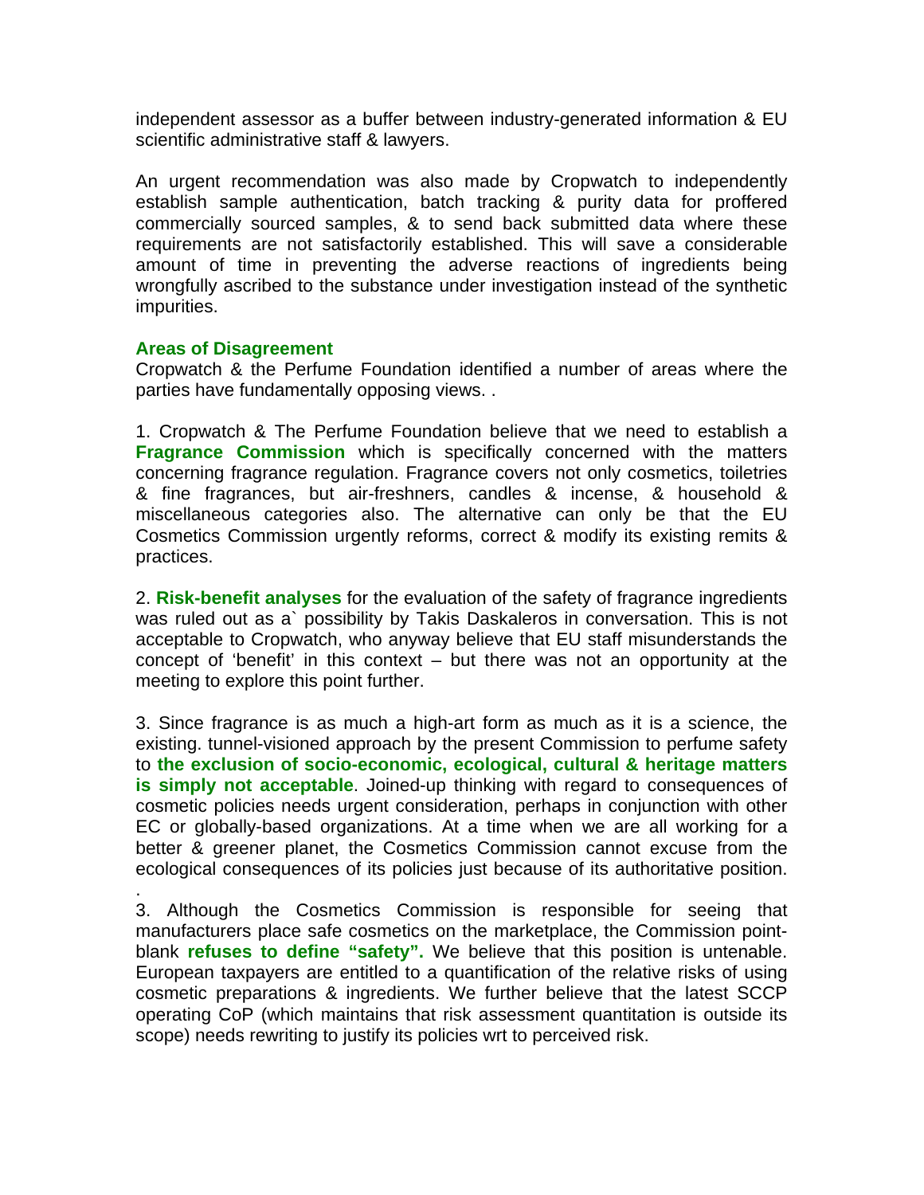independent assessor as a buffer between industry-generated information & EU scientific administrative staff & lawyers.

An urgent recommendation was also made by Cropwatch to independently establish sample authentication, batch tracking & purity data for proffered commercially sourced samples, & to send back submitted data where these requirements are not satisfactorily established. This will save a considerable amount of time in preventing the adverse reactions of ingredients being wrongfully ascribed to the substance under investigation instead of the synthetic impurities.

**Areas of Disagreement**

Cropwatch & the Perfume Foundation identified a number of areas where the parties have fundamentally opposing views. .

1. Cropwatch & The Perfume Foundation believe that we need to establish a **Fragrance Commission** which is specifically concerned with the matters concerning fragrance regulation. Fragrance covers not only cosmetics, toiletries & fine fragrances, but air-freshners, candles & incense, & household & miscellaneous categories also. The alternative can only be that the EU Cosmetics Commission urgently reforms, correct & modify its existing remits & practices.

2. **Risk-benefit analyses** for the evaluation of the safety of fragrance ingredients was ruled out as a` possibility by Takis Daskaleros in conversation. This is not acceptable to Cropwatch, who anyway believe that EU staff misunderstands the concept of 'benefit' in this context – but there was not an opportunity at the meeting to explore this point further.

3. Since fragrance is as much a high-art form as much as it is a science, the existing. tunnel-visioned approach by the present Commission to perfume safety to **the exclusion of socio-economic, ecological, cultural & heritage matters is simply not acceptable**. Joined-up thinking with regard to consequences of cosmetic policies needs urgent consideration, perhaps in conjunction with other EC or globally-based organizations. At a time when we are all working for a better & greener planet, the Cosmetics Commission cannot excuse from the ecological consequences of its policies just because of its authoritative position.

.

3. Although the Cosmetics Commission is responsible for seeing that manufacturers place safe cosmetics on the marketplace, the Commission point-blank **refuses to define "safety".** We believe that this position is untenable. European taxpayers are entitled to a quantification of the relative risks of using cosmetic preparations & ingredients. We further believe that the latest SCCP operating CoP (which maintains that risk assessment quantitation is outside its scope) needs rewriting to justify its policies wrt to perceived risk.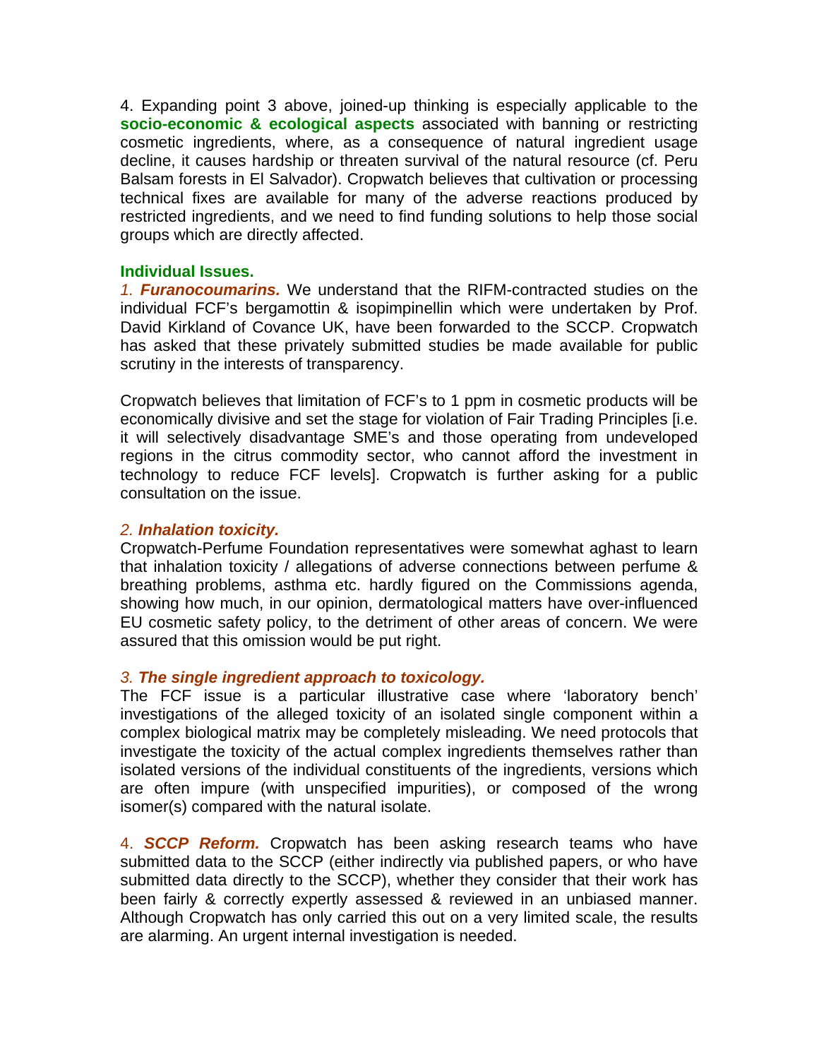4. Expanding point 3 above, joined-up thinking is especially applicable to the **socio-economic & ecological aspects** associated with banning or restricting cosmetic ingredients, where, as a consequence of natural ingredient usage decline, it causes hardship or threaten survival of the natural resource (cf. Peru Balsam forests in El Salvador). Cropwatch believes that cultivation or processing technical fixes are available for many of the adverse reactions produced by restricted ingredients, and we need to find funding solutions to help those social groups which are directly affected.

**Individual Issues.**

*1. **Furanocoumarins.*** We understand that the RIFM-contracted studies on the individual FCF's bergamottin & isopimpinellin which were undertaken by Prof. David Kirkland of Covance UK, have been forwarded to the SCCP. Cropwatch has asked that these privately submitted studies be made available for public scrutiny in the interests of transparency.

Cropwatch believes that limitation of FCF's to 1 ppm in cosmetic products will be economically divisive and set the stage for violation of Fair Trading Principles [i.e. it will selectively disadvantage SME's and those operating from undeveloped regions in the citrus commodity sector, who cannot afford the investment in technology to reduce FCF levels]. Cropwatch is further asking for a public consultation on the issue.

*2. **Inhalation toxicity.***

Cropwatch-Perfume Foundation representatives were somewhat aghast to learn that inhalation toxicity / allegations of adverse connections between perfume & breathing problems, asthma etc. hardly figured on the Commissions agenda, showing how much, in our opinion, dermatological matters have over-influenced EU cosmetic safety policy, to the detriment of other areas of concern. We were assured that this omission would be put right.

*3. **The single ingredient approach to toxicology.***

The FCF issue is a particular illustrative case where 'laboratory bench' investigations of the alleged toxicity of an isolated single component within a complex biological matrix may be completely misleading. We need protocols that investigate the toxicity of the actual complex ingredients themselves rather than isolated versions of the individual constituents of the ingredients, versions which are often impure (with unspecified impurities), or composed of the wrong isomer(s) compared with the natural isolate.

4. ***SCCP Reform.*** Cropwatch has been asking research teams who have submitted data to the SCCP (either indirectly via published papers, or who have submitted data directly to the SCCP), whether they consider that their work has been fairly & correctly expertly assessed & reviewed in an unbiased manner. Although Cropwatch has only carried this out on a very limited scale, the results are alarming. An urgent internal investigation is needed.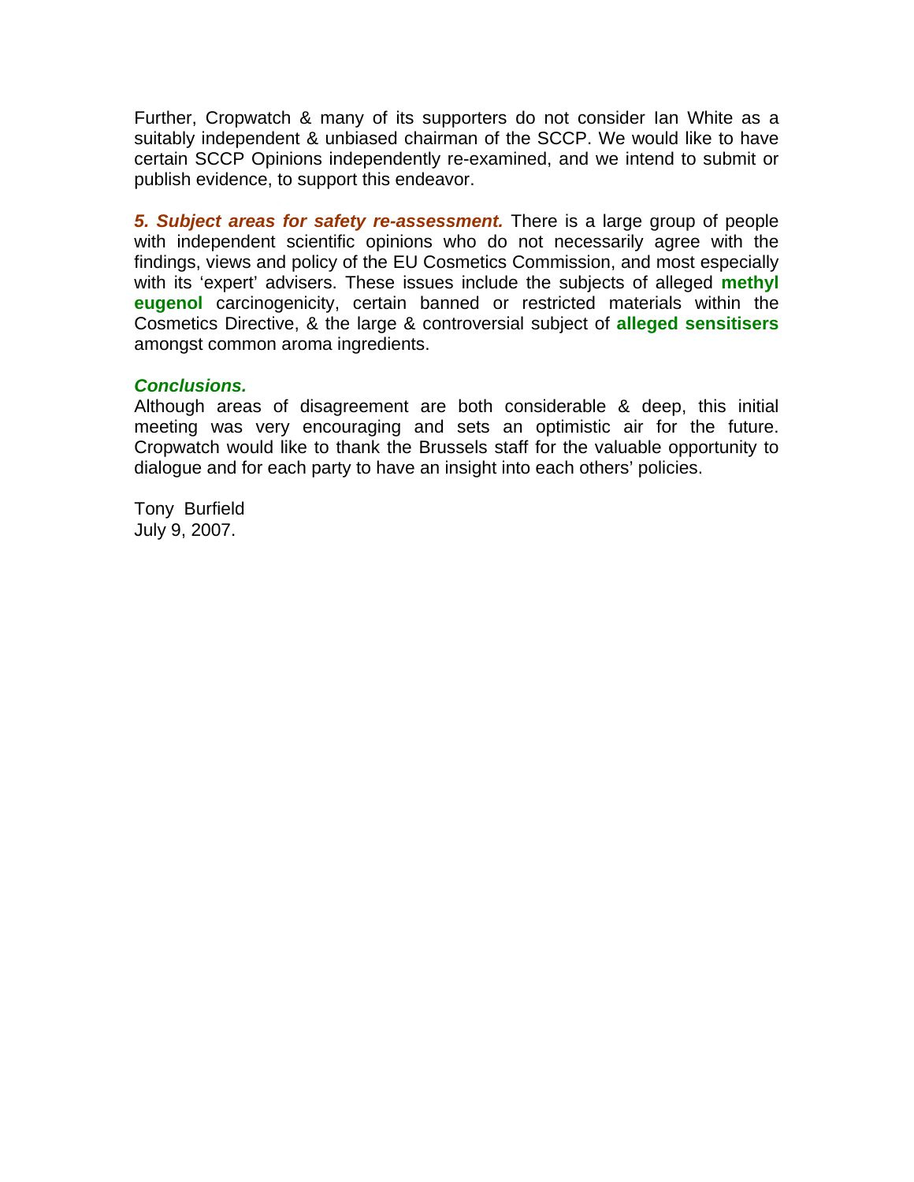Further, Cropwatch & many of its supporters do not consider Ian White as a suitably independent & unbiased chairman of the SCCP. We would like to have certain SCCP Opinions independently re-examined, and we intend to submit or publish evidence, to support this endeavor.

***5. Subject areas for safety re-assessment.*** There is a large group of people with independent scientific opinions who do not necessarily agree with the findings, views and policy of the EU Cosmetics Commission, and most especially with its 'expert' advisers. These issues include the subjects of alleged **methyl eugenol** carcinogenicity, certain banned or restricted materials within the Cosmetics Directive, & the large & controversial subject of **alleged sensitisers** amongst common aroma ingredients.

***Conclusions.***

Although areas of disagreement are both considerable & deep, this initial meeting was very encouraging and sets an optimistic air for the future. Cropwatch would like to thank the Brussels staff for the valuable opportunity to dialogue and for each party to have an insight into each others' policies.

Tony Burfield
July 9, 2007.